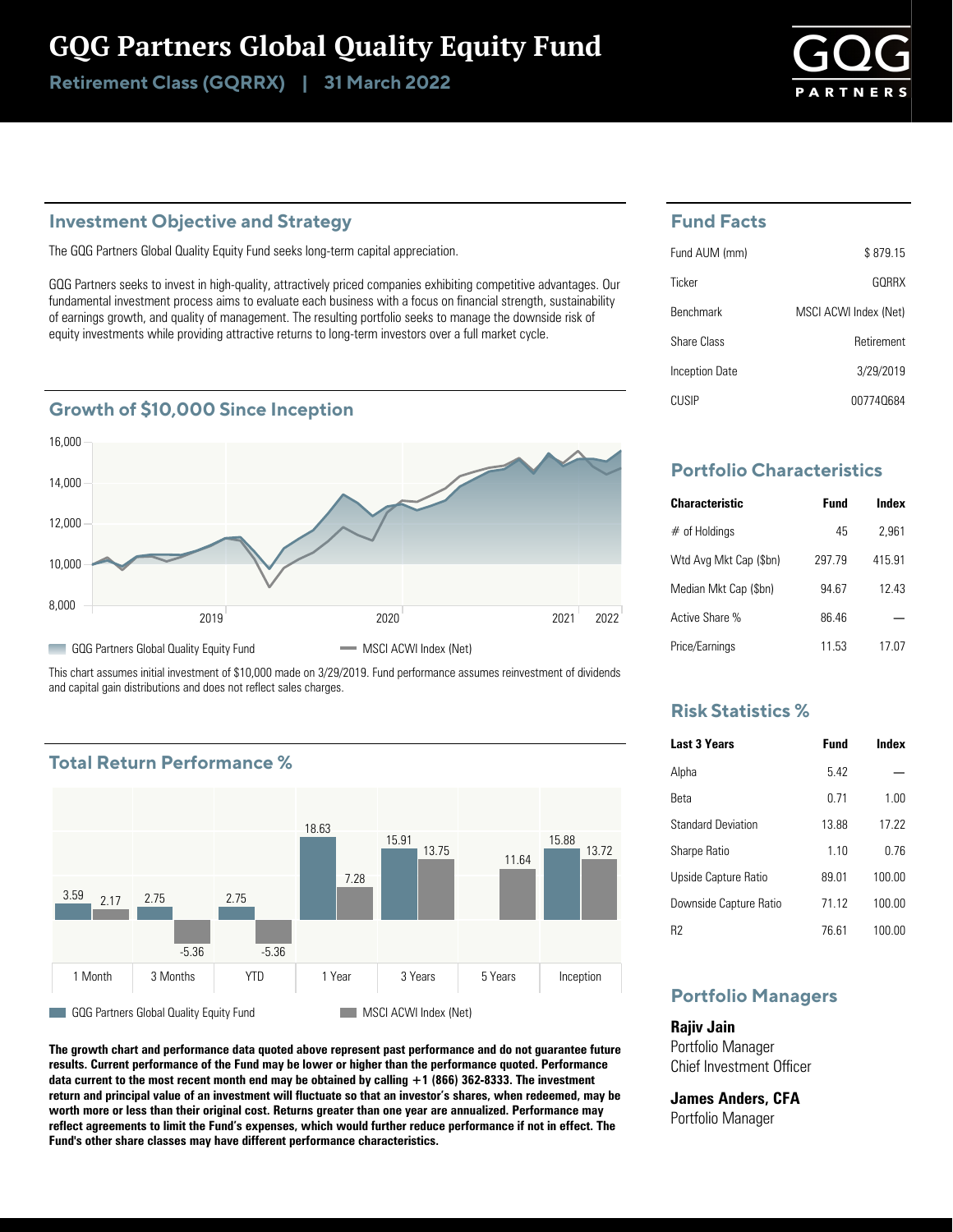# GQG Partners Global Quality Equity Fund

**Retirement Class (GQRRX) | 31 March 2022**

GQG PARTNERS

## Investment Objective and Strategy

The GQG Partners Global Quality Equity Fund seeks long-term capital appreciation.

GQG Partners seeks to invest in high-quality, attractively priced companies exhibiting competitive advantages. Our fundamental investment process aims to evaluate each business with a focus on financial strength, sustainability of earnings growth, and quality of management. The resulting portfolio seeks to manage the downside risk of equity investments while providing attractive returns to long-term investors over a full market cycle.

## Growth of $10,000 Since Inception

GQG Partners Global Quality Equity Fund | MSCI ACWI Index (Net)

This chart assumes initial investment of $10,000 made on 3/29/2019. Fund performance assumes reinvestment of dividends and capital gain distributions and does not reflect sales charges.

## Total Return Performance %

| | 1 Month | 3 Months | YTD | 1 Year | 3 Years | 5 Years | Inception |
|---|---|---|---|---|---|---|---|
| GQG Partners Global Quality Equity Fund | 3.59 | 2.75 | 2.75 | 18.63 | 15.91 | | 15.88 |
| MSCI ACWI Index (Net) | 2.17 | -5.36 | -5.36 | 7.28 | 13.75 | 11.64 | 13.72 |

**The growth chart and performance data quoted above represent past performance and do not guarantee future results. Current performance of the Fund may be lower or higher than the performance quoted. Performance data current to the most recent month end may be obtained by calling +1 (866) 362-8333. The investment return and principal value of an investment will fluctuate so that an investor's shares, when redeemed, may be worth more or less than their original cost. Returns greater than one year are annualized. Performance may reflect agreements to limit the Fund's expenses, which would further reduce performance if not in effect. The Fund's other share classes may have different performance characteristics.**

## Fund Facts

| | |
|---|---|
| Fund AUM (mm) | $ 879.15 |
| Ticker | GQRRX |
| Benchmark | MSCI ACWI Index (Net) |
| Share Class | Retirement |
| Inception Date | 3/29/2019 |
| CUSIP | 00774Q684 |

## Portfolio Characteristics

| Characteristic | Fund | Index |
|---|---|---|
| # of Holdings | 45 | 2,961 |
| Wtd Avg Mkt Cap ($bn) | 297.79 | 415.91 |
| Median Mkt Cap ($bn) | 94.67 | 12.43 |
| Active Share % | 86.46 | — |
| Price/Earnings | 11.53 | 17.07 |

## Risk Statistics %

| Last 3 Years | Fund | Index |
|---|---|---|
| Alpha | 5.42 | — |
| Beta | 0.71 | 1.00 |
| Standard Deviation | 13.88 | 17.22 |
| Sharpe Ratio | 1.10 | 0.76 |
| Upside Capture Ratio | 89.01 | 100.00 |
| Downside Capture Ratio | 71.12 | 100.00 |
| R2 | 76.61 | 100.00 |

## Portfolio Managers

**Rajiv Jain**
Portfolio Manager
Chief Investment Officer

**James Anders, CFA**
Portfolio Manager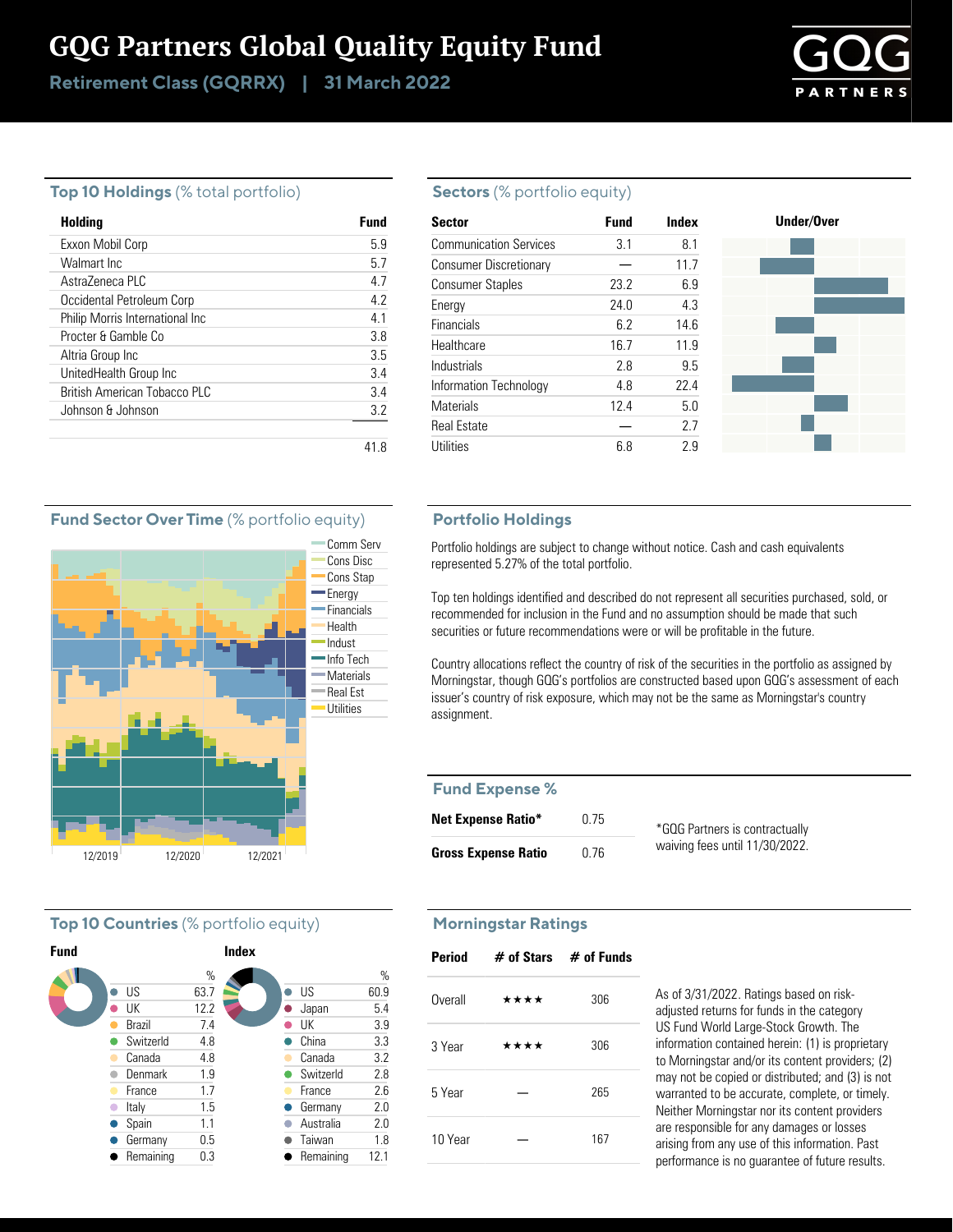# GQG Partners Global Quality Equity Fund

**Retirement Class (GQRRX) | 31 March 2022**

## Top 10 Holdings (% total portfolio)

| Holding | Fund |
|---|---|
| Exxon Mobil Corp | 5.9 |
| Walmart Inc | 5.7 |
| AstraZeneca PLC | 4.7 |
| Occidental Petroleum Corp | 4.2 |
| Philip Morris International Inc | 4.1 |
| Procter & Gamble Co | 3.8 |
| Altria Group Inc | 3.5 |
| UnitedHealth Group Inc | 3.4 |
| British American Tobacco PLC | 3.4 |
| Johnson & Johnson | 3.2 |
| | 41.8 |

## Sectors (% portfolio equity)

| Sector | Fund | Index |
|---|---|---|
| Communication Services | 3.1 | 8.1 |
| Consumer Discretionary | — | 11.7 |
| Consumer Staples | 23.2 | 6.9 |
| Energy | 24.0 | 4.3 |
| Financials | 6.2 | 14.6 |
| Healthcare | 16.7 | 11.9 |
| Industrials | 2.8 | 9.5 |
| Information Technology | 4.8 | 22.4 |
| Materials | 12.4 | 5.0 |
| Real Estate | — | 2.7 |
| Utilities | 6.8 | 2.9 |

## Fund Sector Over Time (% portfolio equity)

Comm Serv, Cons Disc, Cons Stap, Energy, Financials, Health, Indust, Info Tech, Materials, Real Est, Utilities

12/2019 12/2020 12/2021

## Portfolio Holdings

Portfolio holdings are subject to change without notice. Cash and cash equivalents represented 5.27% of the total portfolio.

Top ten holdings identified and described do not represent all securities purchased, sold, or recommended for inclusion in the Fund and no assumption should be made that such securities or future recommendations were or will be profitable in the future.

Country allocations reflect the country of risk of the securities in the portfolio as assigned by Morningstar, though GQG's portfolios are constructed based upon GQG's assessment of each issuer's country of risk exposure, which may not be the same as Morningstar's country assignment.

## Fund Expense %

| | |
|---|---|
| **Net Expense Ratio*** | 0.75 |
| **Gross Expense Ratio** | 0.76 |

*GQG Partners is contractually waiving fees until 11/30/2022.

## Top 10 Countries (% portfolio equity)

**Fund**

| | % |
|---|---|
| US | 63.7 |
| UK | 12.2 |
| Brazil | 7.4 |
| Switzerld | 4.8 |
| Canada | 4.8 |
| Denmark | 1.9 |
| France | 1.7 |
| Italy | 1.5 |
| Spain | 1.1 |
| Germany | 0.5 |
| Remaining | 0.3 |

**Index**

| | % |
|---|---|
| US | 60.9 |
| Japan | 5.4 |
| UK | 3.9 |
| China | 3.3 |
| Canada | 3.2 |
| Switzerld | 2.8 |
| France | 2.6 |
| Germany | 2.0 |
| Australia | 2.0 |
| Taiwan | 1.8 |
| Remaining | 12.1 |

## Morningstar Ratings

| Period | # of Stars | # of Funds |
|---|---|---|
| Overall | ★★★★ | 306 |
| 3 Year | ★★★★ | 306 |
| 5 Year | — | 265 |
| 10 Year | — | 167 |

As of 3/31/2022. Ratings based on risk-adjusted returns for funds in the category US Fund World Large-Stock Growth. The information contained herein: (1) is proprietary to Morningstar and/or its content providers; (2) may not be copied or distributed; and (3) is not warranted to be accurate, complete, or timely. Neither Morningstar nor its content providers are responsible for any damages or losses arising from any use of this information. Past performance is no guarantee of future results.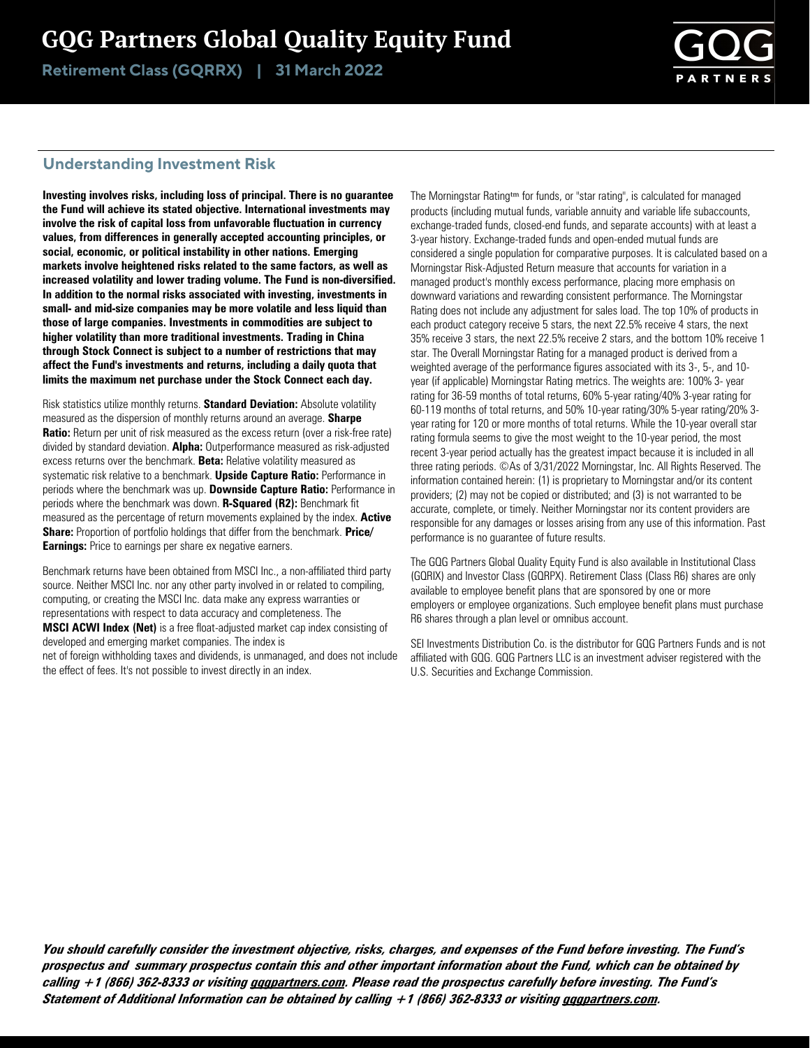# GQG Partners Global Quality Equity Fund

**Retirement Class (GQRRX) | 31 March 2022**

## Understanding Investment Risk

**Investing involves risks, including loss of principal. There is no guarantee the Fund will achieve its stated objective. International investments may involve the risk of capital loss from unfavorable fluctuation in currency values, from differences in generally accepted accounting principles, or social, economic, or political instability in other nations. Emerging markets involve heightened risks related to the same factors, as well as increased volatility and lower trading volume. The Fund is non-diversified. In addition to the normal risks associated with investing, investments in small- and mid-size companies may be more volatile and less liquid than those of large companies. Investments in commodities are subject to higher volatility than more traditional investments. Trading in China through Stock Connect is subject to a number of restrictions that may affect the Fund's investments and returns, including a daily quota that limits the maximum net purchase under the Stock Connect each day.**

Risk statistics utilize monthly returns. **Standard Deviation:** Absolute volatility measured as the dispersion of monthly returns around an average. **Sharpe Ratio:** Return per unit of risk measured as the excess return (over a risk-free rate) divided by standard deviation. **Alpha:** Outperformance measured as risk-adjusted excess returns over the benchmark. **Beta:** Relative volatility measured as systematic risk relative to a benchmark. **Upside Capture Ratio:** Performance in periods where the benchmark was up. **Downside Capture Ratio:** Performance in periods where the benchmark was down. **R-Squared (R2):** Benchmark fit measured as the percentage of return movements explained by the index. **Active Share:** Proportion of portfolio holdings that differ from the benchmark. **Price/Earnings:** Price to earnings per share ex negative earners.

Benchmark returns have been obtained from MSCI Inc., a non-affiliated third party source. Neither MSCI Inc. nor any other party involved in or related to compiling, computing, or creating the MSCI Inc. data make any express warranties or representations with respect to data accuracy and completeness. The **MSCI ACWI Index (Net)** is a free float-adjusted market cap index consisting of developed and emerging market companies. The index is net of foreign withholding taxes and dividends, is unmanaged, and does not include the effect of fees. It's not possible to invest directly in an index.

The Morningstar Rating™ for funds, or "star rating", is calculated for managed products (including mutual funds, variable annuity and variable life subaccounts, exchange-traded funds, closed-end funds, and separate accounts) with at least a 3-year history. Exchange-traded funds and open-ended mutual funds are considered a single population for comparative purposes. It is calculated based on a Morningstar Risk-Adjusted Return measure that accounts for variation in a managed product's monthly excess performance, placing more emphasis on downward variations and rewarding consistent performance. The Morningstar Rating does not include any adjustment for sales load. The top 10% of products in each product category receive 5 stars, the next 22.5% receive 4 stars, the next 35% receive 3 stars, the next 22.5% receive 2 stars, and the bottom 10% receive 1 star. The Overall Morningstar Rating for a managed product is derived from a weighted average of the performance figures associated with its 3-, 5-, and 10-year (if applicable) Morningstar Rating metrics. The weights are: 100% 3- year rating for 36-59 months of total returns, 60% 5-year rating/40% 3-year rating for 60-119 months of total returns, and 50% 10-year rating/30% 5-year rating/20% 3-year rating for 120 or more months of total returns. While the 10-year overall star rating formula seems to give the most weight to the 10-year period, the most recent 3-year period actually has the greatest impact because it is included in all three rating periods. ©As of 3/31/2022 Morningstar, Inc. All Rights Reserved. The information contained herein: (1) is proprietary to Morningstar and/or its content providers; (2) may not be copied or distributed; and (3) is not warranted to be accurate, complete, or timely. Neither Morningstar nor its content providers are responsible for any damages or losses arising from any use of this information. Past performance is no guarantee of future results.

The GQG Partners Global Quality Equity Fund is also available in Institutional Class (GQRIX) and Investor Class (GQRPX). Retirement Class (Class R6) shares are only available to employee benefit plans that are sponsored by one or more employers or employee organizations. Such employee benefit plans must purchase R6 shares through a plan level or omnibus account.

SEI Investments Distribution Co. is the distributor for GQG Partners Funds and is not affiliated with GQG. GQG Partners LLC is an investment adviser registered with the U.S. Securities and Exchange Commission.

***You should carefully consider the investment objective, risks, charges, and expenses of the Fund before investing. The Fund's prospectus and summary prospectus contain this and other important information about the Fund, which can be obtained by calling +1 (866) 362-8333 or visiting gqgpartners.com. Please read the prospectus carefully before investing. The Fund's Statement of Additional Information can be obtained by calling +1 (866) 362-8333 or visiting gqgpartners.com.***